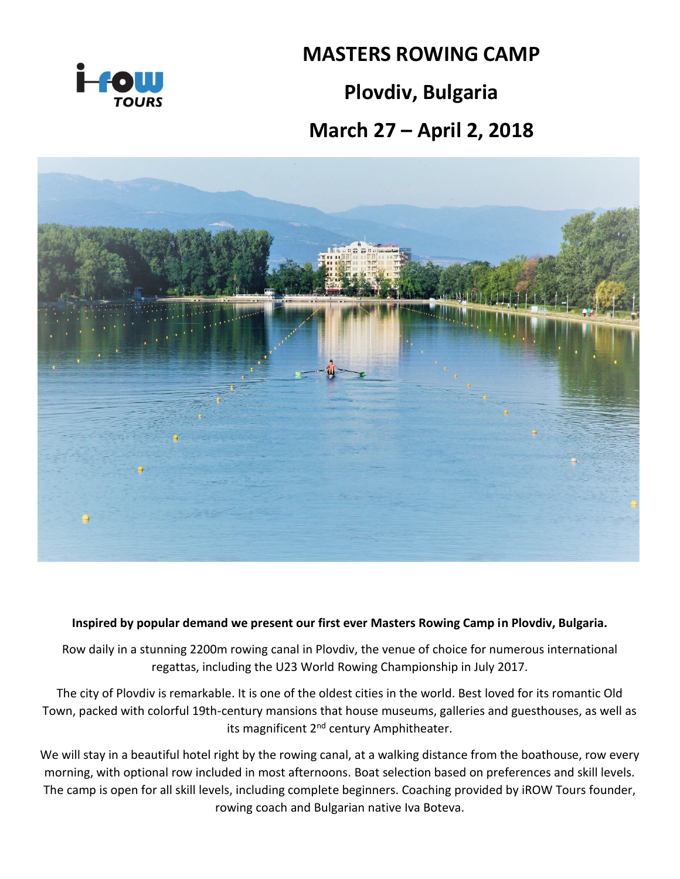# MASTERS ROWING CAMP

## Plovdiv, Bulgaria

## March 27 – April 2, 2018

**Inspired by popular demand we present our first ever Masters Rowing Camp in Plovdiv, Bulgaria.**

Row daily in a stunning 2200m rowing canal in Plovdiv, the venue of choice for numerous international regattas, including the U23 World Rowing Championship in July 2017.

The city of Plovdiv is remarkable. It is one of the oldest cities in the world. Best loved for its romantic Old Town, packed with colorful 19th-century mansions that house museums, galleries and guesthouses, as well as its magnificent 2nd century Amphitheater.

We will stay in a beautiful hotel right by the rowing canal, at a walking distance from the boathouse, row every morning, with optional row included in most afternoons. Boat selection based on preferences and skill levels. The camp is open for all skill levels, including complete beginners. Coaching provided by iROW Tours founder, rowing coach and Bulgarian native Iva Boteva.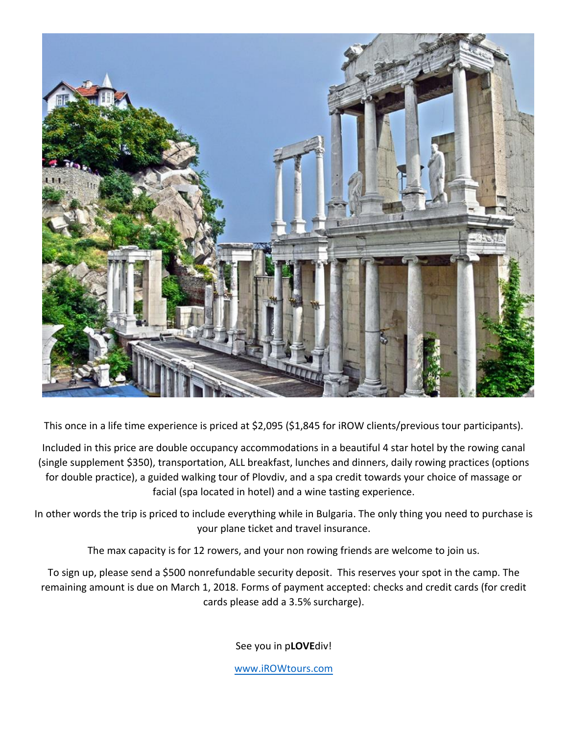This once in a life time experience is priced at $2,095 ($1,845 for iROW clients/previous tour participants).

Included in this price are double occupancy accommodations in a beautiful 4 star hotel by the rowing canal (single supplement $350), transportation, ALL breakfast, lunches and dinners, daily rowing practices (options for double practice), a guided walking tour of Plovdiv, and a spa credit towards your choice of massage or facial (spa located in hotel) and a wine tasting experience.

In other words the trip is priced to include everything while in Bulgaria. The only thing you need to purchase is your plane ticket and travel insurance.

The max capacity is for 12 rowers, and your non rowing friends are welcome to join us.

To sign up, please send a $500 nonrefundable security deposit. This reserves your spot in the camp. The remaining amount is due on March 1, 2018. Forms of payment accepted: checks and credit cards (for credit cards please add a 3.5% surcharge).

See you in p**LOVE**div!

[www.iROWtours.com](http://www.iROWtours.com)